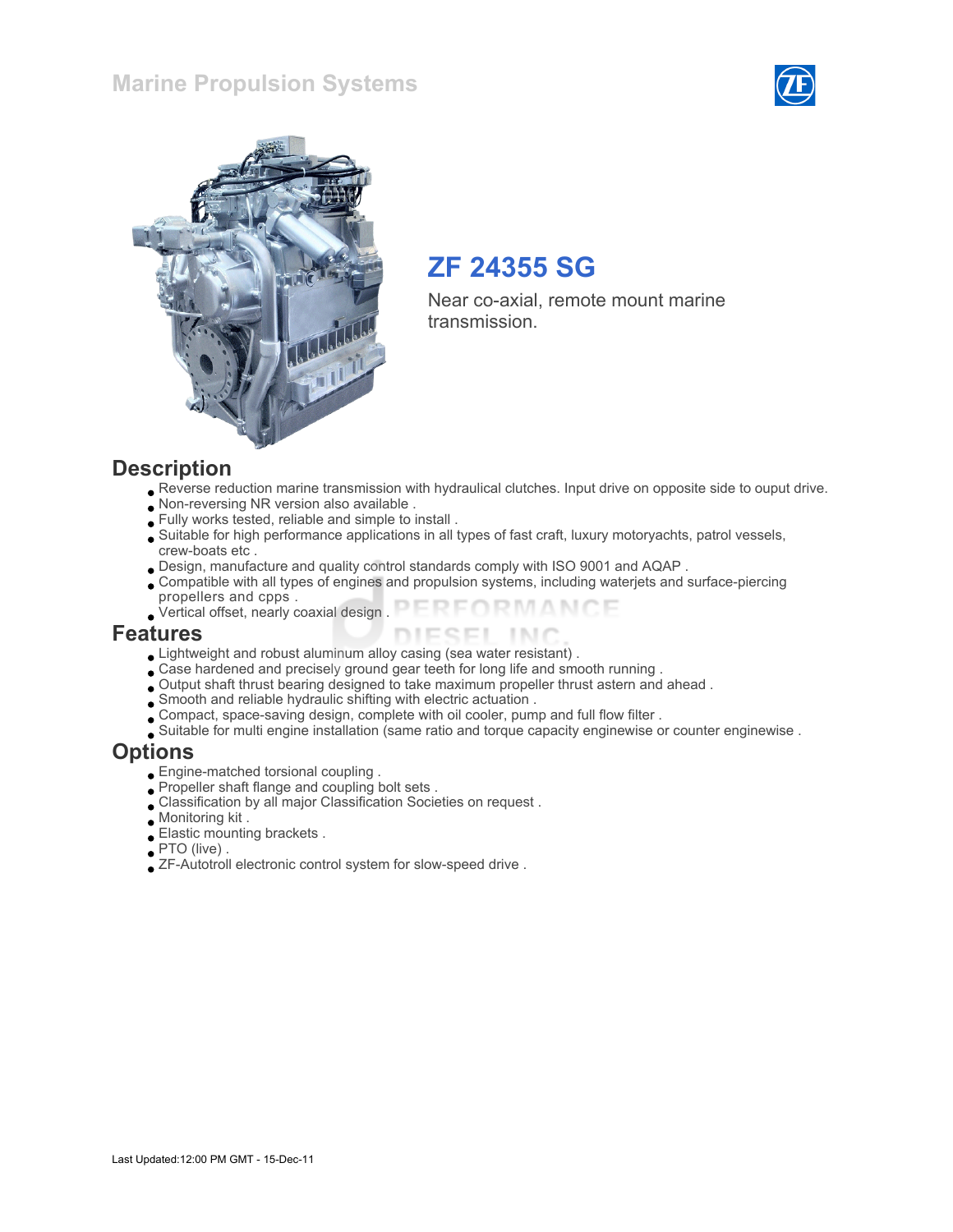# Marine Propulsion Systems

## ZF 24355 SG

Near co-axial, remote mount marine transmission.

## Description

- Reverse reduction marine transmission with hydraulical clutches. Input drive on opposite side to ouput drive.
- Non-reversing NR version also available .
- Fully works tested, reliable and simple to install .
- Suitable for high performance applications in all types of fast craft, luxury motoryachts, patrol vessels, crew-boats etc .
- Design, manufacture and quality control standards comply with ISO 9001 and AQAP .
- Compatible with all types of engines and propulsion systems, including waterjets and surface-piercing propellers and cpps .
- Vertical offset, nearly coaxial design .

## Features

- Lightweight and robust aluminum alloy casing (sea water resistant) .
- Case hardened and precisely ground gear teeth for long life and smooth running .
- Output shaft thrust bearing designed to take maximum propeller thrust astern and ahead .
- Smooth and reliable hydraulic shifting with electric actuation .
- Compact, space-saving design, complete with oil cooler, pump and full flow filter .
- Suitable for multi engine installation (same ratio and torque capacity enginewise or counter enginewise .

## Options

- Engine-matched torsional coupling .
- Propeller shaft flange and coupling bolt sets .
- Classification by all major Classification Societies on request .
- Monitoring kit .
- Elastic mounting brackets .
- PTO (live) .
- ZF-Autotroll electronic control system for slow-speed drive .

Last Updated:12:00 PM GMT - 15-Dec-11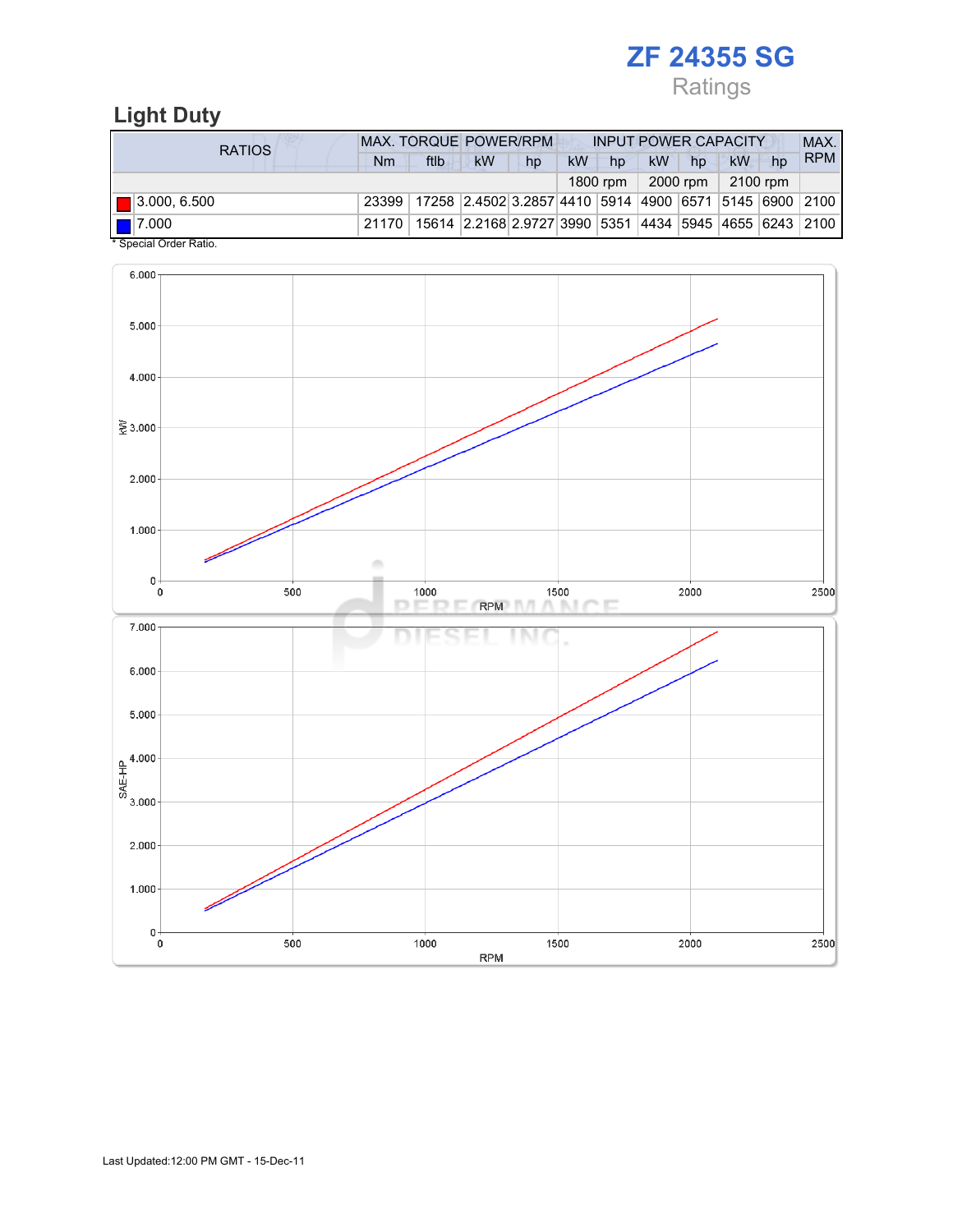# ZF 24355 SG

Ratings

## Light Duty

| RATIOS | MAX. TORQUE | | POWER/RPM | | INPUT POWER CAPACITY | | | | | | MAX. RPM |
|---|---|---|---|---|---|---|---|---|---|---|---|
| | Nm | ftlb | kW | hp | kW | hp | kW | hp | kW | hp | |
| | | | | | 1800 rpm | | 2000 rpm | | 2100 rpm | | |
| 3.000, 6.500 | 23399 | 17258 | 2.4502 | 3.2857 | 4410 | 5914 | 4900 | 6571 | 5145 | 6900 | 2100 |
| 7.000 | 21170 | 15614 | 2.2168 | 2.9727 | 3990 | 5351 | 4434 | 5945 | 4655 | 6243 | 2100 |

* Special Order Ratio.

Last Updated:12:00 PM GMT - 15-Dec-11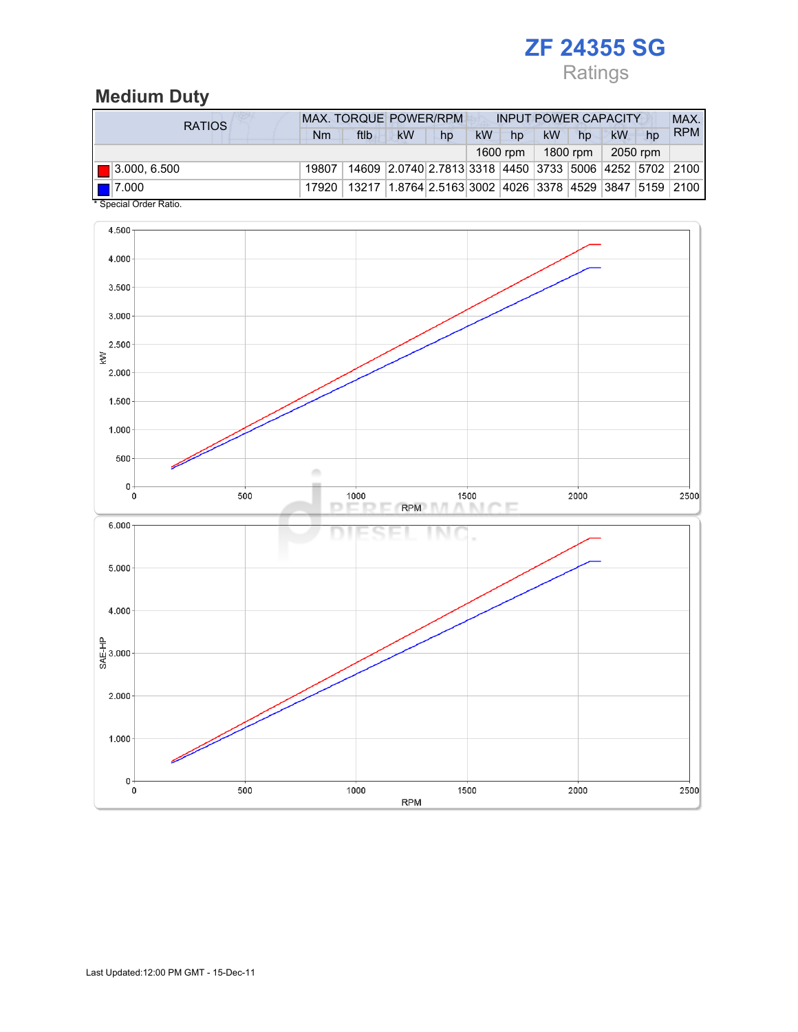# ZF 24355 SG

Ratings

## Medium Duty

| RATIOS | MAX. TORQUE | | POWER/RPM | | INPUT POWER CAPACITY | | | | | | MAX. RPM |
|---|---|---|---|---|---|---|---|---|---|---|---|
| | Nm | ftlb | kW | hp | kW | hp | kW | hp | kW | hp | |
| | | | | | 1600 rpm | | 1800 rpm | | 2050 rpm | | |
| 3.000, 6.500 | 19807 | 14609 | 2.0740 | 2.7813 | 3318 | 4450 | 3733 | 5006 | 4252 | 5702 | 2100 |
| 7.000 | 17920 | 13217 | 1.8764 | 2.5163 | 3002 | 4026 | 3378 | 4529 | 3847 | 5159 | 2100 |

\* Special Order Ratio.

Last Updated:12:00 PM GMT - 15-Dec-11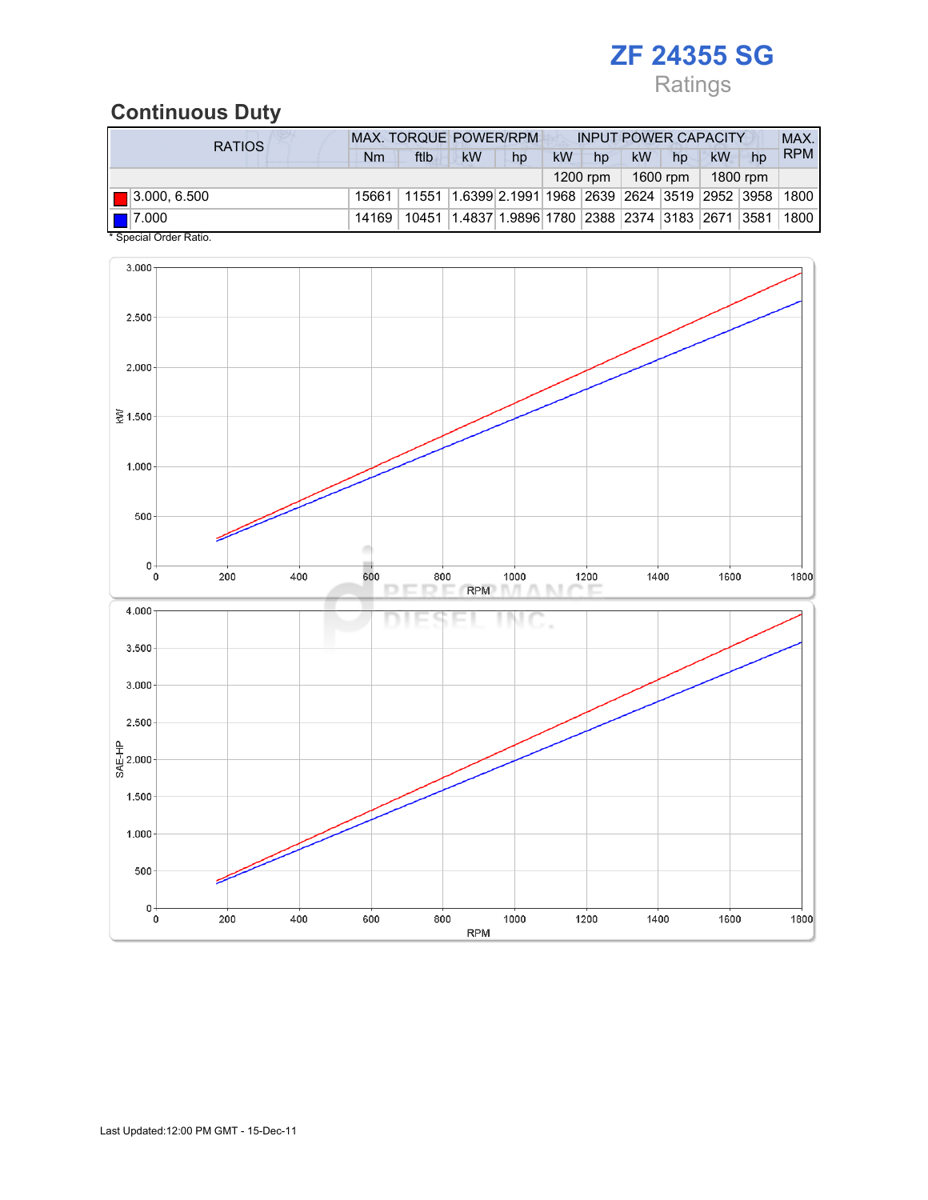# ZF 24355 SG

Ratings

## Continuous Duty

| RATIOS | MAX. TORQUE | | POWER/RPM | | INPUT POWER CAPACITY | | | | | | MAX. RPM |
|---|---|---|---|---|---|---|---|---|---|---|---|
| | Nm | ftlb | kW | hp | kW | hp | kW | hp | kW | hp | |
| | | | | | 1200 rpm | | 1600 rpm | | 1800 rpm | | |
| 3.000, 6.500 | 15661 | 11551 | 1.6399 | 2.1991 | 1968 | 2639 | 2624 | 3519 | 2952 | 3958 | 1800 |
| 7.000 | 14169 | 10451 | 1.4837 | 1.9896 | 1780 | 2388 | 2374 | 3183 | 2671 | 3581 | 1800 |

\* Special Order Ratio.

Last Updated:12:00 PM GMT - 15-Dec-11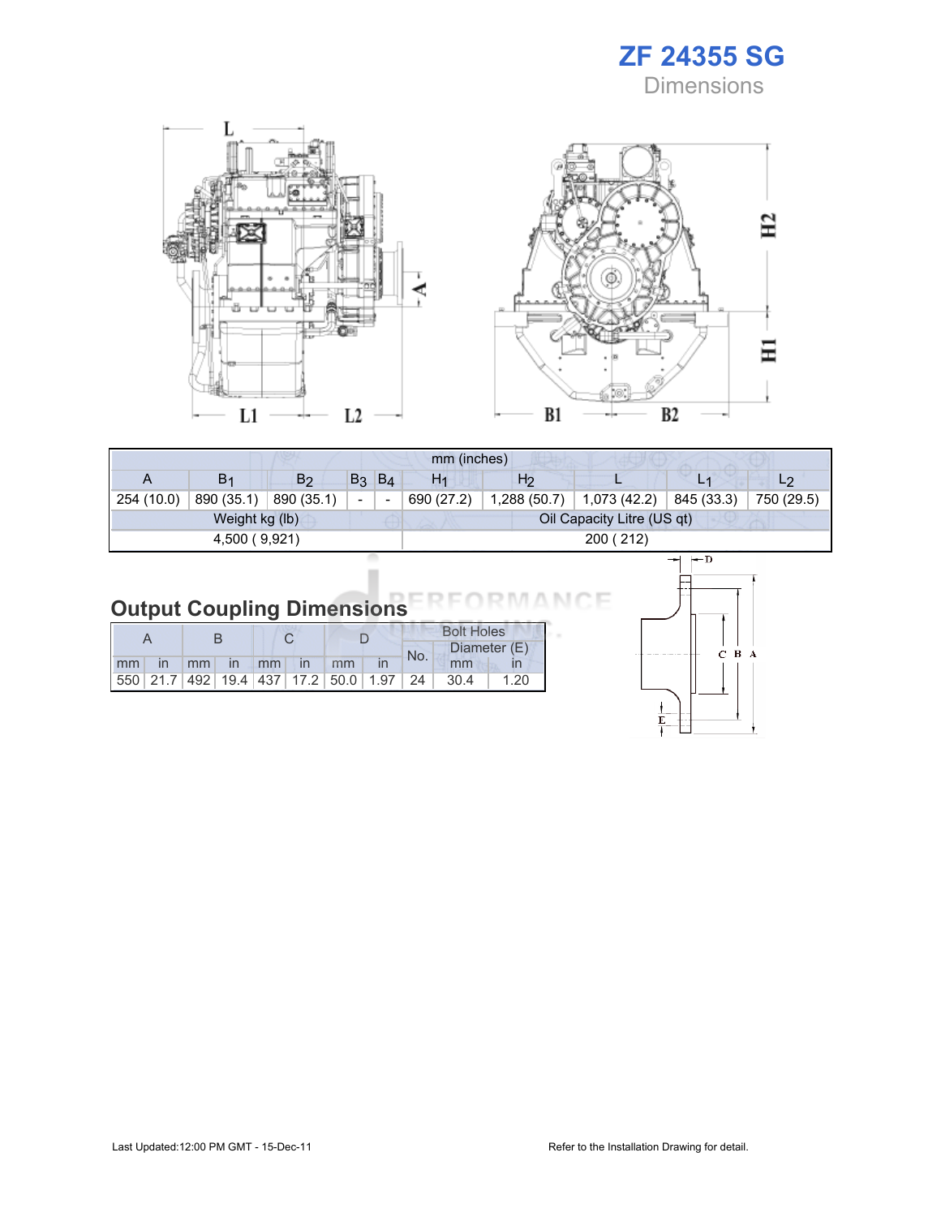# ZF 24355 SG

## Dimensions

| mm (inches) | | | | | | | | | |
|---|---|---|---|---|---|---|---|---|---|
| A | $B_1$ | $B_2$ | $B_3$ | $B_4$ | $H_1$ | $H_2$ | L | $L_1$ | $L_2$ |
| 254 (10.0) | 890 (35.1) | 890 (35.1) | - | - | 690 (27.2) | 1,288 (50.7) | 1,073 (42.2) | 845 (33.3) | 750 (29.5) |

| Weight kg (lb) | Oil Capacity Litre (US qt) |
|---|---|
| 4,500 ( 9,921) | 200 ( 212) |

## Output Coupling Dimensions

| A | | B | | C | | D | | Bolt Holes | | |
|---|---|---|---|---|---|---|---|---|---|---|
| | | | | | | | | No. | Diameter (E) | |
| mm | in | mm | in | mm | in | mm | in | | mm | in |
| 550 | 21.7 | 492 | 19.4 | 437 | 17.2 | 50.0 | 1.97 | 24 | 30.4 | 1.20 |

Last Updated:12:00 PM GMT - 15-Dec-11

Refer to the Installation Drawing for detail.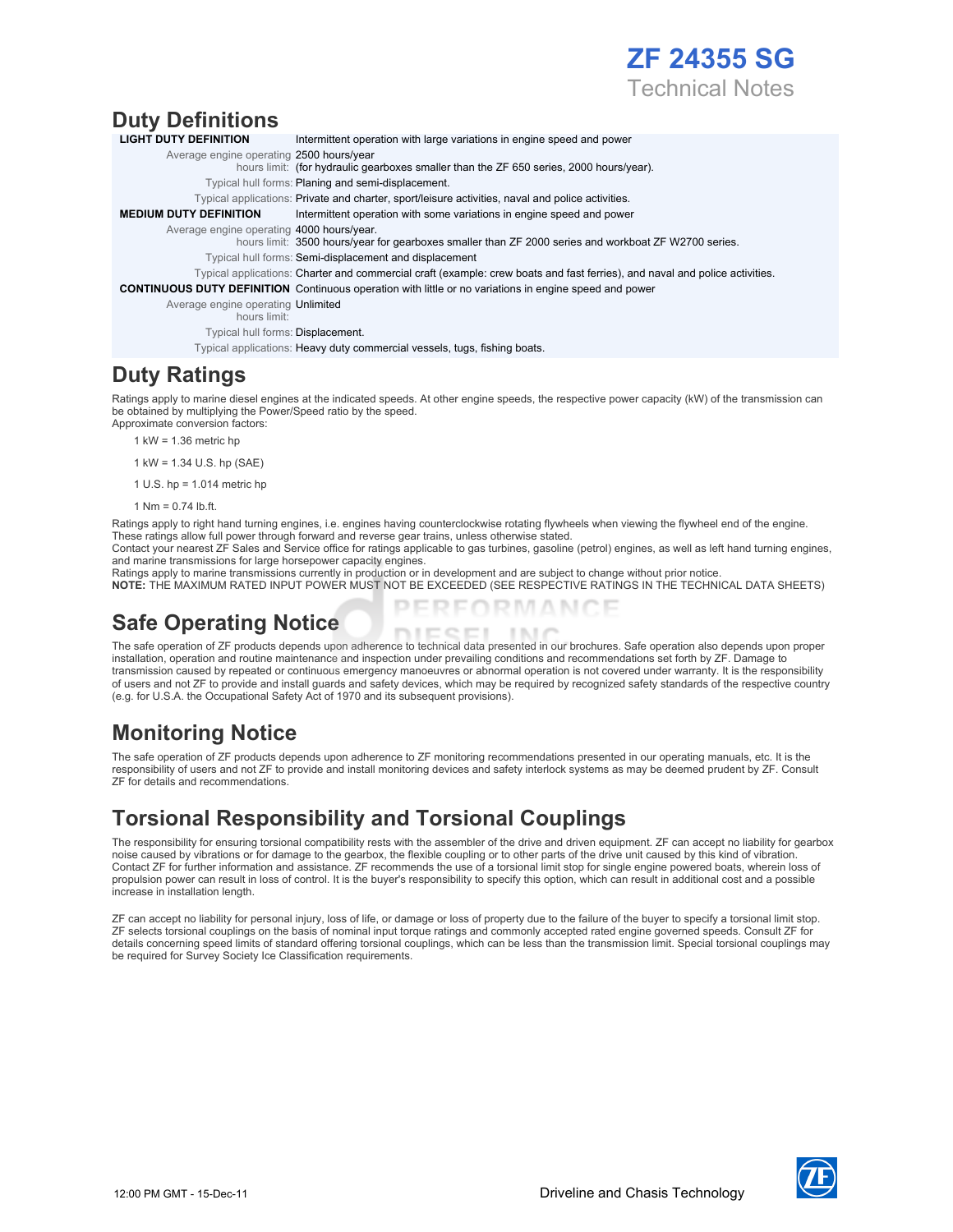# ZF 24355 SG

Technical Notes

## Duty Definitions

| | |
|---|---|
| **LIGHT DUTY DEFINITION** | Intermittent operation with large variations in engine speed and power |
| Average engine operating hours limit: | 2500 hours/year (for hydraulic gearboxes smaller than the ZF 650 series, 2000 hours/year). |
| Typical hull forms: | Planing and semi-displacement. |
| Typical applications: | Private and charter, sport/leisure activities, naval and police activities. |
| **MEDIUM DUTY DEFINITION** | Intermittent operation with some variations in engine speed and power |
| Average engine operating hours limit: | 4000 hours/year. 3500 hours/year for gearboxes smaller than ZF 2000 series and workboat ZF W2700 series. |
| Typical hull forms: | Semi-displacement and displacement |
| Typical applications: | Charter and commercial craft (example: crew boats and fast ferries), and naval and police activities. |
| **CONTINUOUS DUTY DEFINITION** | Continuous operation with little or no variations in engine speed and power |
| Average engine operating hours limit: | Unlimited |
| Typical hull forms: | Displacement. |
| Typical applications: | Heavy duty commercial vessels, tugs, fishing boats. |

## Duty Ratings

Ratings apply to marine diesel engines at the indicated speeds. At other engine speeds, the respective power capacity (kW) of the transmission can be obtained by multiplying the Power/Speed ratio by the speed.
Approximate conversion factors:

1 kW = 1.36 metric hp

1 kW = 1.34 U.S. hp (SAE)

1 U.S. hp = 1.014 metric hp

1 Nm = 0.74 lb.ft.

Ratings apply to right hand turning engines, i.e. engines having counterclockwise rotating flywheels when viewing the flywheel end of the engine.
These ratings allow full power through forward and reverse gear trains, unless otherwise stated.
Contact your nearest ZF Sales and Service office for ratings applicable to gas turbines, gasoline (petrol) engines, as well as left hand turning engines, and marine transmissions for large horsepower capacity engines.
Ratings apply to marine transmissions currently in production or in development and are subject to change without prior notice.
**NOTE:** THE MAXIMUM RATED INPUT POWER MUST NOT BE EXCEEDED (SEE RESPECTIVE RATINGS IN THE TECHNICAL DATA SHEETS)

## Safe Operating Notice

The safe operation of ZF products depends upon adherence to technical data presented in our brochures. Safe operation also depends upon proper installation, operation and routine maintenance and inspection under prevailing conditions and recommendations set forth by ZF. Damage to transmission caused by repeated or continuous emergency manoeuvres or abnormal operation is not covered under warranty. It is the responsibility of users and not ZF to provide and install guards and safety devices, which may be required by recognized safety standards of the respective country (e.g. for U.S.A. the Occupational Safety Act of 1970 and its subsequent provisions).

## Monitoring Notice

The safe operation of ZF products depends upon adherence to ZF monitoring recommendations presented in our operating manuals, etc. It is the responsibility of users and not ZF to provide and install monitoring devices and safety interlock systems as may be deemed prudent by ZF. Consult ZF for details and recommendations.

## Torsional Responsibility and Torsional Couplings

The responsibility for ensuring torsional compatibility rests with the assembler of the drive and driven equipment. ZF can accept no liability for gearbox noise caused by vibrations or for damage to the gearbox, the flexible coupling or to other parts of the drive unit caused by this kind of vibration. Contact ZF for further information and assistance. ZF recommends the use of a torsional limit stop for single engine powered boats, wherein loss of propulsion power can result in loss of control. It is the buyer's responsibility to specify this option, which can result in additional cost and a possible increase in installation length.

ZF can accept no liability for personal injury, loss of life, or damage or loss of property due to the failure of the buyer to specify a torsional limit stop. ZF selects torsional couplings on the basis of nominal input torque ratings and commonly accepted rated engine governed speeds. Consult ZF for details concerning speed limits of standard offering torsional couplings, which can be less than the transmission limit. Special torsional couplings may be required for Survey Society Ice Classification requirements.